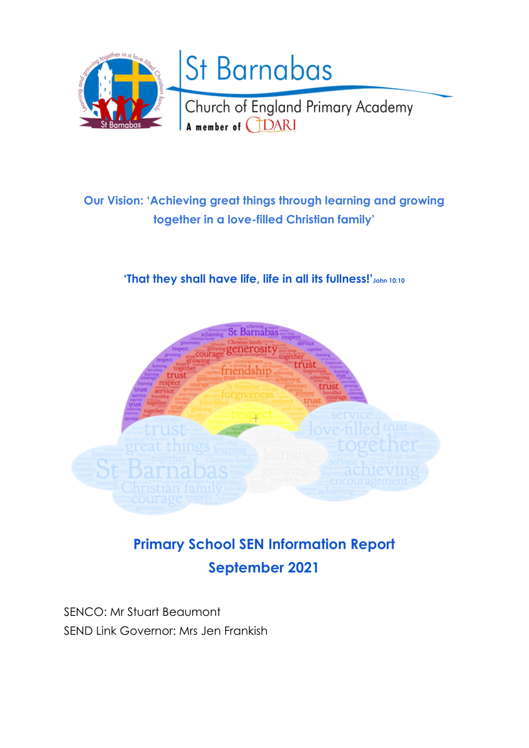St Barnabas

Church of England Primary Academy

A member of DARI

**Our Vision: 'Achieving great things through learning and growing together in a love-filled Christian family'**

**'That they shall have life, life in all its fullness!'** John 10:10

# Primary School SEN Information Report
## September 2021

SENCO: Mr Stuart Beaumont

SEND Link Governor: Mrs Jen Frankish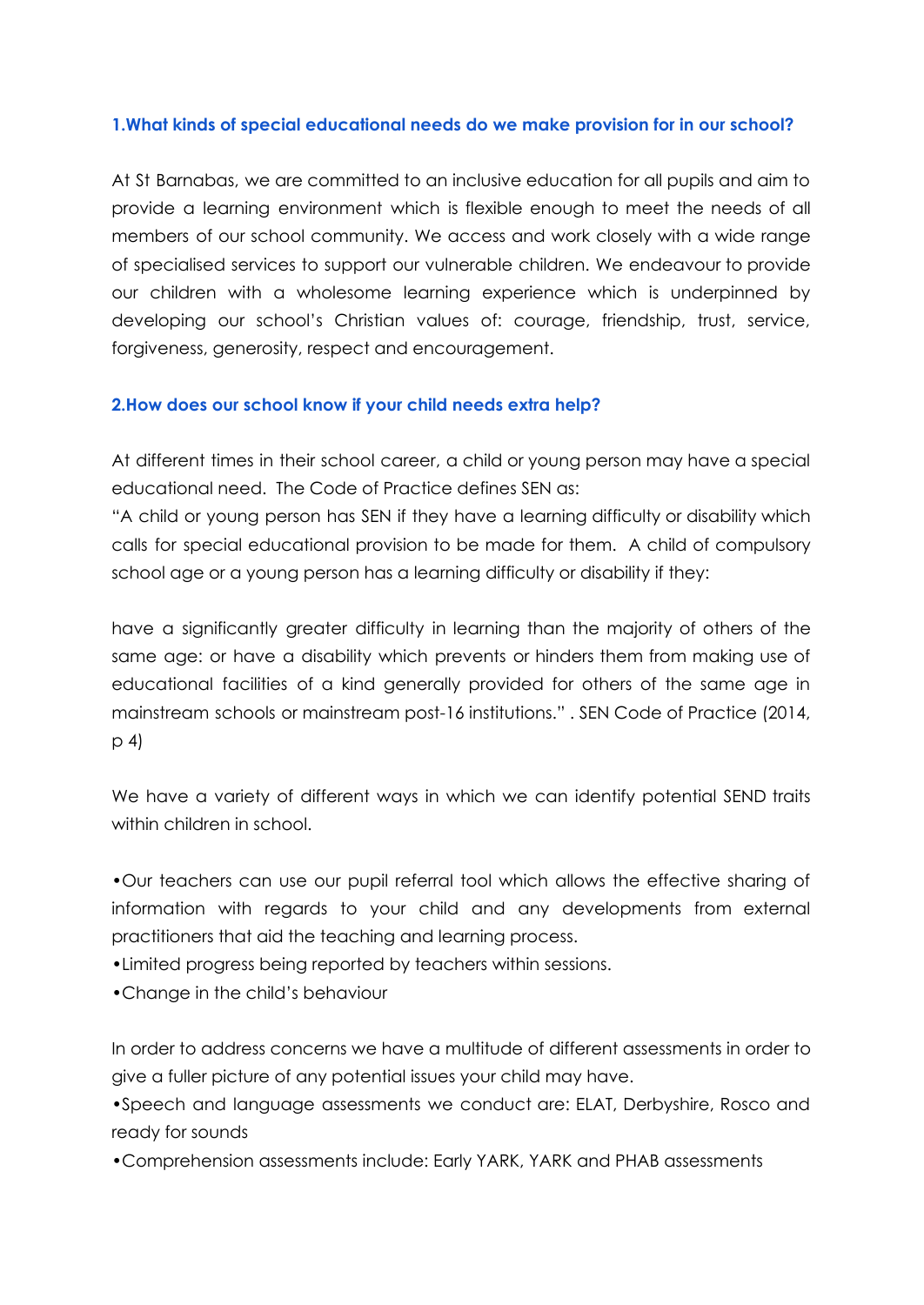### 1.What kinds of special educational needs do we make provision for in our school?

At St Barnabas, we are committed to an inclusive education for all pupils and aim to provide a learning environment which is flexible enough to meet the needs of all members of our school community. We access and work closely with a wide range of specialised services to support our vulnerable children. We endeavour to provide our children with a wholesome learning experience which is underpinned by developing our school's Christian values of: courage, friendship, trust, service, forgiveness, generosity, respect and encouragement.

### 2.How does our school know if your child needs extra help?

At different times in their school career, a child or young person may have a special educational need. The Code of Practice defines SEN as:
"A child or young person has SEN if they have a learning difficulty or disability which calls for special educational provision to be made for them. A child of compulsory school age or a young person has a learning difficulty or disability if they:

have a significantly greater difficulty in learning than the majority of others of the same age: or have a disability which prevents or hinders them from making use of educational facilities of a kind generally provided for others of the same age in mainstream schools or mainstream post-16 institutions." . SEN Code of Practice (2014, p 4)

We have a variety of different ways in which we can identify potential SEND traits within children in school.

- Our teachers can use our pupil referral tool which allows the effective sharing of information with regards to your child and any developments from external practitioners that aid the teaching and learning process.
- Limited progress being reported by teachers within sessions.
- Change in the child's behaviour

In order to address concerns we have a multitude of different assessments in order to give a fuller picture of any potential issues your child may have.

- Speech and language assessments we conduct are: ELAT, Derbyshire, Rosco and ready for sounds
- Comprehension assessments include: Early YARK, YARK and PHAB assessments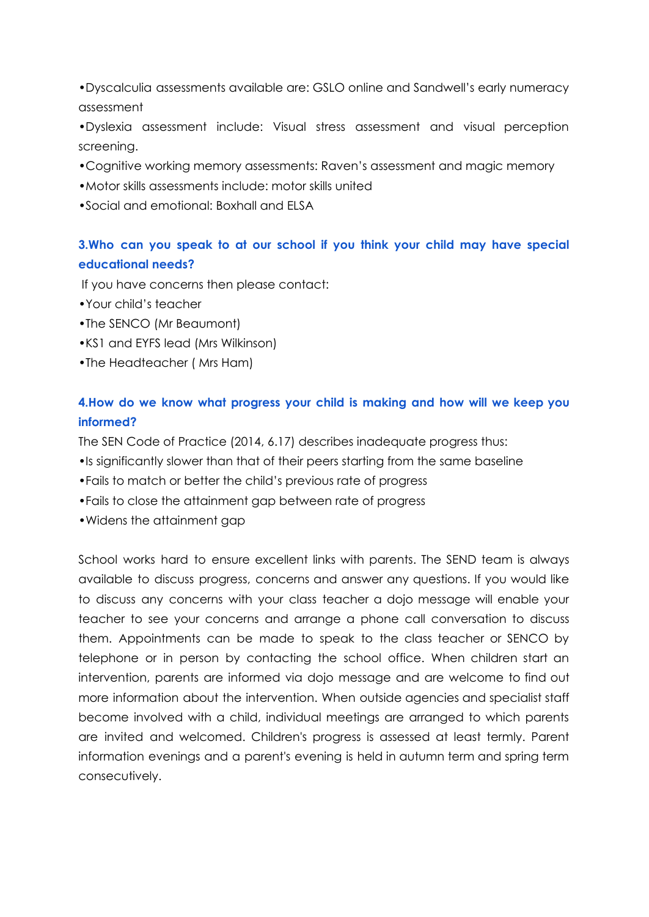- Dyscalculia assessments available are: GSLO online and Sandwell's early numeracy assessment
- Dyslexia assessment include: Visual stress assessment and visual perception screening.
- Cognitive working memory assessments: Raven's assessment and magic memory
- Motor skills assessments include: motor skills united
- Social and emotional: Boxhall and ELSA

### 3.Who can you speak to at our school if you think your child may have special educational needs?

If you have concerns then please contact:

- Your child's teacher
- The SENCO (Mr Beaumont)
- KS1 and EYFS lead (Mrs Wilkinson)
- The Headteacher ( Mrs Ham)

### 4.How do we know what progress your child is making and how will we keep you informed?

The SEN Code of Practice (2014, 6.17) describes inadequate progress thus:

- Is significantly slower than that of their peers starting from the same baseline
- Fails to match or better the child's previous rate of progress
- Fails to close the attainment gap between rate of progress
- Widens the attainment gap

School works hard to ensure excellent links with parents. The SEND team is always available to discuss progress, concerns and answer any questions. If you would like to discuss any concerns with your class teacher a dojo message will enable your teacher to see your concerns and arrange a phone call conversation to discuss them. Appointments can be made to speak to the class teacher or SENCO by telephone or in person by contacting the school office. When children start an intervention, parents are informed via dojo message and are welcome to find out more information about the intervention. When outside agencies and specialist staff become involved with a child, individual meetings are arranged to which parents are invited and welcomed. Children's progress is assessed at least termly. Parent information evenings and a parent's evening is held in autumn term and spring term consecutively.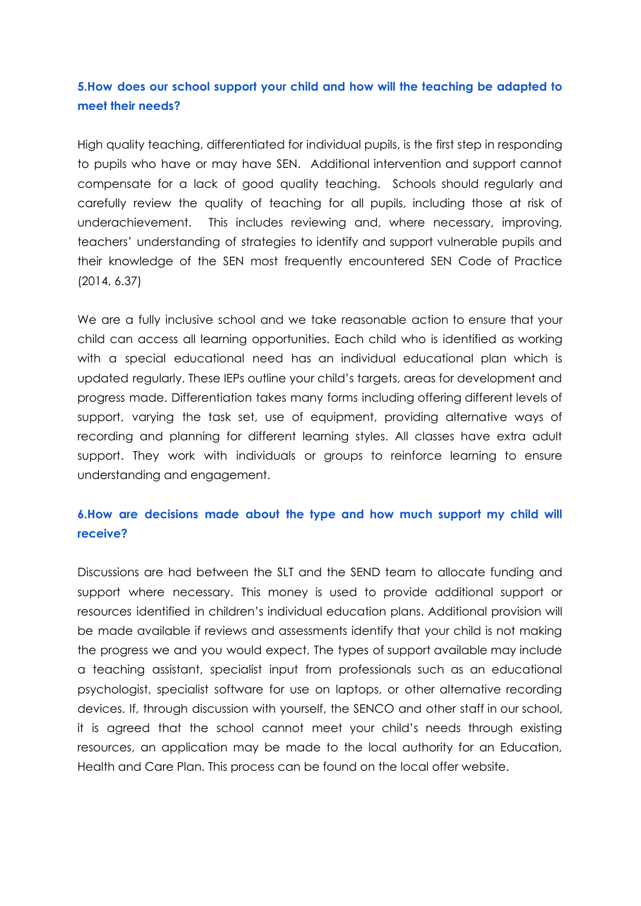### 5.How does our school support your child and how will the teaching be adapted to meet their needs?

High quality teaching, differentiated for individual pupils, is the first step in responding to pupils who have or may have SEN. Additional intervention and support cannot compensate for a lack of good quality teaching. Schools should regularly and carefully review the quality of teaching for all pupils, including those at risk of underachievement. This includes reviewing and, where necessary, improving, teachers' understanding of strategies to identify and support vulnerable pupils and their knowledge of the SEN most frequently encountered SEN Code of Practice (2014, 6.37)

We are a fully inclusive school and we take reasonable action to ensure that your child can access all learning opportunities. Each child who is identified as working with a special educational need has an individual educational plan which is updated regularly. These IEPs outline your child's targets, areas for development and progress made. Differentiation takes many forms including offering different levels of support, varying the task set, use of equipment, providing alternative ways of recording and planning for different learning styles. All classes have extra adult support. They work with individuals or groups to reinforce learning to ensure understanding and engagement.

### 6.How are decisions made about the type and how much support my child will receive?

Discussions are had between the SLT and the SEND team to allocate funding and support where necessary. This money is used to provide additional support or resources identified in children's individual education plans. Additional provision will be made available if reviews and assessments identify that your child is not making the progress we and you would expect. The types of support available may include a teaching assistant, specialist input from professionals such as an educational psychologist, specialist software for use on laptops, or other alternative recording devices. If, through discussion with yourself, the SENCO and other staff in our school, it is agreed that the school cannot meet your child's needs through existing resources, an application may be made to the local authority for an Education, Health and Care Plan. This process can be found on the local offer website.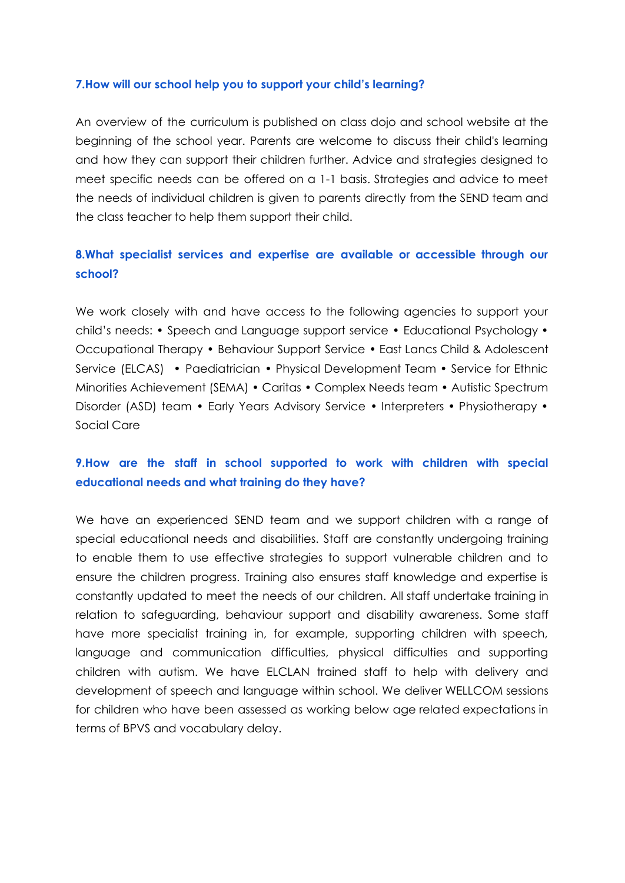### 7.How will our school help you to support your child's learning?

An overview of the curriculum is published on class dojo and school website at the beginning of the school year. Parents are welcome to discuss their child's learning and how they can support their children further. Advice and strategies designed to meet specific needs can be offered on a 1-1 basis. Strategies and advice to meet the needs of individual children is given to parents directly from the SEND team and the class teacher to help them support their child.

### 8.What specialist services and expertise are available or accessible through our school?

We work closely with and have access to the following agencies to support your child's needs: • Speech and Language support service • Educational Psychology • Occupational Therapy • Behaviour Support Service • East Lancs Child & Adolescent Service (ELCAS) • Paediatrician • Physical Development Team • Service for Ethnic Minorities Achievement (SEMA) • Caritas • Complex Needs team • Autistic Spectrum Disorder (ASD) team • Early Years Advisory Service • Interpreters • Physiotherapy • Social Care

### 9.How are the staff in school supported to work with children with special educational needs and what training do they have?

We have an experienced SEND team and we support children with a range of special educational needs and disabilities. Staff are constantly undergoing training to enable them to use effective strategies to support vulnerable children and to ensure the children progress. Training also ensures staff knowledge and expertise is constantly updated to meet the needs of our children. All staff undertake training in relation to safeguarding, behaviour support and disability awareness. Some staff have more specialist training in, for example, supporting children with speech, language and communication difficulties, physical difficulties and supporting children with autism. We have ELCLAN trained staff to help with delivery and development of speech and language within school. We deliver WELLCOM sessions for children who have been assessed as working below age related expectations in terms of BPVS and vocabulary delay.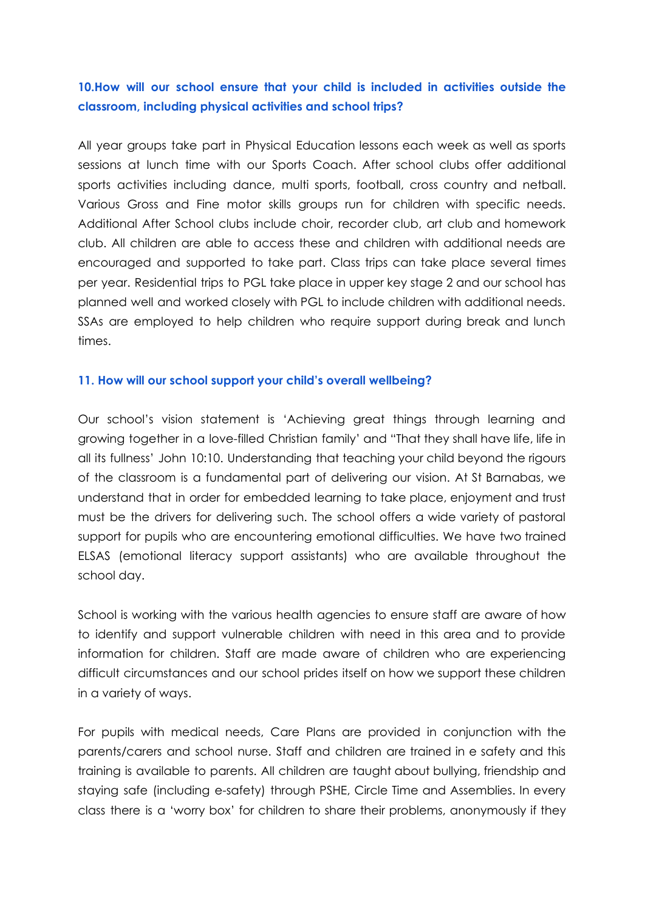### 10. How will our school ensure that your child is included in activities outside the classroom, including physical activities and school trips?

All year groups take part in Physical Education lessons each week as well as sports sessions at lunch time with our Sports Coach. After school clubs offer additional sports activities including dance, multi sports, football, cross country and netball. Various Gross and Fine motor skills groups run for children with specific needs. Additional After School clubs include choir, recorder club, art club and homework club. All children are able to access these and children with additional needs are encouraged and supported to take part. Class trips can take place several times per year. Residential trips to PGL take place in upper key stage 2 and our school has planned well and worked closely with PGL to include children with additional needs. SSAs are employed to help children who require support during break and lunch times.

### 11. How will our school support your child's overall wellbeing?

Our school's vision statement is 'Achieving great things through learning and growing together in a love-filled Christian family' and "That they shall have life, life in all its fullness' John 10:10. Understanding that teaching your child beyond the rigours of the classroom is a fundamental part of delivering our vision. At St Barnabas, we understand that in order for embedded learning to take place, enjoyment and trust must be the drivers for delivering such. The school offers a wide variety of pastoral support for pupils who are encountering emotional difficulties. We have two trained ELSAS (emotional literacy support assistants) who are available throughout the school day.

School is working with the various health agencies to ensure staff are aware of how to identify and support vulnerable children with need in this area and to provide information for children. Staff are made aware of children who are experiencing difficult circumstances and our school prides itself on how we support these children in a variety of ways.

For pupils with medical needs, Care Plans are provided in conjunction with the parents/carers and school nurse. Staff and children are trained in e safety and this training is available to parents. All children are taught about bullying, friendship and staying safe (including e-safety) through PSHE, Circle Time and Assemblies. In every class there is a 'worry box' for children to share their problems, anonymously if they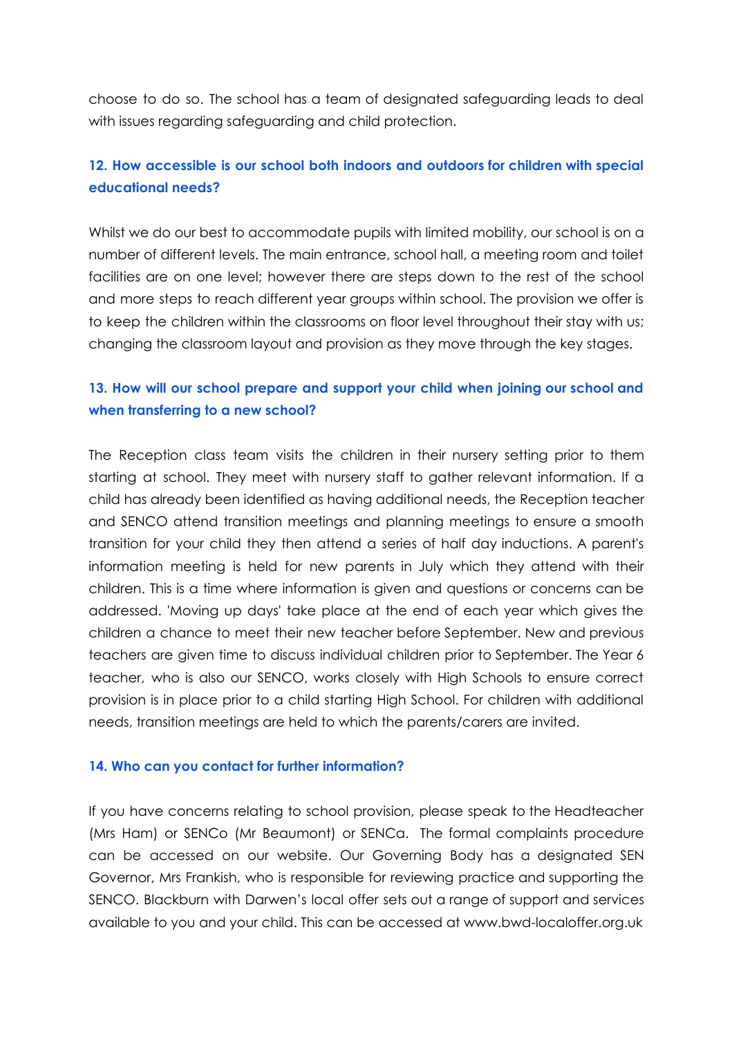choose to do so. The school has a team of designated safeguarding leads to deal with issues regarding safeguarding and child protection.

### 12. How accessible is our school both indoors and outdoors for children with special educational needs?

Whilst we do our best to accommodate pupils with limited mobility, our school is on a number of different levels. The main entrance, school hall, a meeting room and toilet facilities are on one level; however there are steps down to the rest of the school and more steps to reach different year groups within school. The provision we offer is to keep the children within the classrooms on floor level throughout their stay with us; changing the classroom layout and provision as they move through the key stages.

### 13. How will our school prepare and support your child when joining our school and when transferring to a new school?

The Reception class team visits the children in their nursery setting prior to them starting at school. They meet with nursery staff to gather relevant information. If a child has already been identified as having additional needs, the Reception teacher and SENCO attend transition meetings and planning meetings to ensure a smooth transition for your child they then attend a series of half day inductions. A parent's information meeting is held for new parents in July which they attend with their children. This is a time where information is given and questions or concerns can be addressed. 'Moving up days' take place at the end of each year which gives the children a chance to meet their new teacher before September. New and previous teachers are given time to discuss individual children prior to September. The Year 6 teacher, who is also our SENCO, works closely with High Schools to ensure correct provision is in place prior to a child starting High School. For children with additional needs, transition meetings are held to which the parents/carers are invited.

### 14. Who can you contact for further information?

If you have concerns relating to school provision, please speak to the Headteacher (Mrs Ham) or SENCo (Mr Beaumont) or SENCa. The formal complaints procedure can be accessed on our website. Our Governing Body has a designated SEN Governor, Mrs Frankish, who is responsible for reviewing practice and supporting the SENCO. Blackburn with Darwen's local offer sets out a range of support and services available to you and your child. This can be accessed at www.bwd-localoffer.org.uk